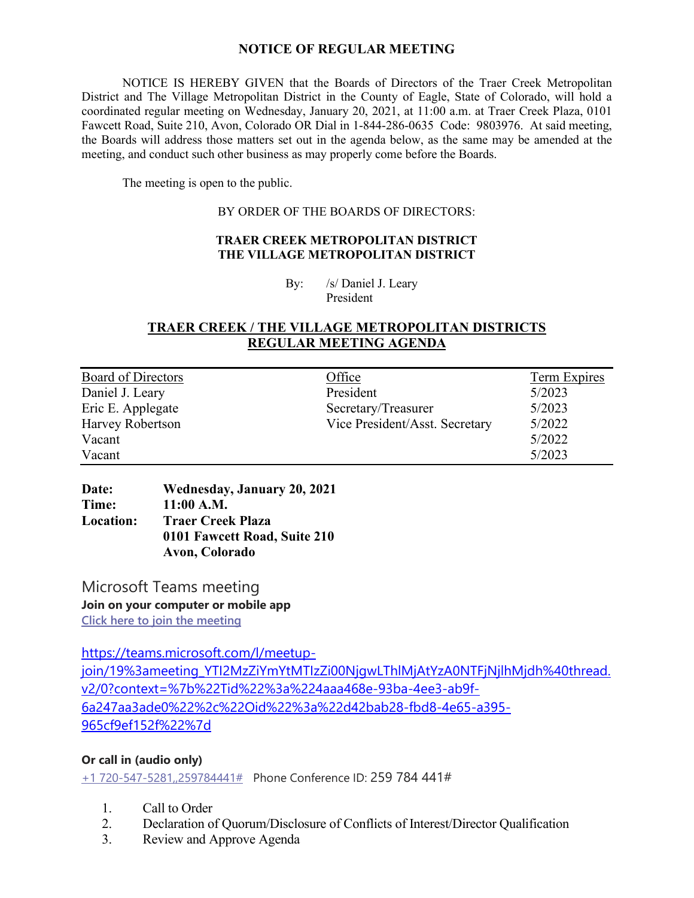## NOTICE OF REGULAR MEETING

NOTICE IS HEREBY GIVEN that the Boards of Directors of the Traer Creek Metropolitan District and The Village Metropolitan District in the County of Eagle, State of Colorado, will hold a coordinated regular meeting on Wednesday, January 20, 2021, at 11:00 a.m. at Traer Creek Plaza, 0101 Fawcett Road, Suite 210, Avon, Colorado OR Dial in 1-844-286-0635 Code: 9803976. At said meeting, the Boards will address those matters set out in the agenda below, as the same may be amended at the meeting, and conduct such other business as may properly come before the Boards.

The meeting is open to the public.

BY ORDER OF THE BOARDS OF DIRECTORS:

**TRAER CREEK METROPOLITAN DISTRICT**
**THE VILLAGE METROPOLITAN DISTRICT**

By: /s/ Daniel J. Leary
President

## TRAER CREEK / THE VILLAGE METROPOLITAN DISTRICTS REGULAR MEETING AGENDA

| Board of Directors | Office | Term Expires |
|---|---|---|
| Daniel J. Leary | President | 5/2023 |
| Eric E. Applegate | Secretary/Treasurer | 5/2023 |
| Harvey Robertson | Vice President/Asst. Secretary | 5/2022 |
| Vacant | | 5/2022 |
| Vacant | | 5/2023 |

**Date:** **Wednesday, January 20, 2021**
**Time:** **11:00 A.M.**
**Location:** **Traer Creek Plaza**
**0101 Fawcett Road, Suite 210**
**Avon, Colorado**

Microsoft Teams meeting

**Join on your computer or mobile app**

Click here to join the meeting

https://teams.microsoft.com/l/meetup-join/19%3ameeting_YTI2MzZiYmYtMTIzZi00NjgwLThlMjAtYzA0NTFjNjlhMjdh%40thread.v2/0?context=%7b%22Tid%22%3a%224aaa468e-93ba-4ee3-ab9f-6a247aa3ade0%22%2c%22Oid%22%3a%22d42bab28-fbd8-4e65-a395-965cf9ef152f%22%7d

**Or call in (audio only)**

+1 720-547-5281,,259784441# Phone Conference ID: 259 784 441#

1. Call to Order
2. Declaration of Quorum/Disclosure of Conflicts of Interest/Director Qualification
3. Review and Approve Agenda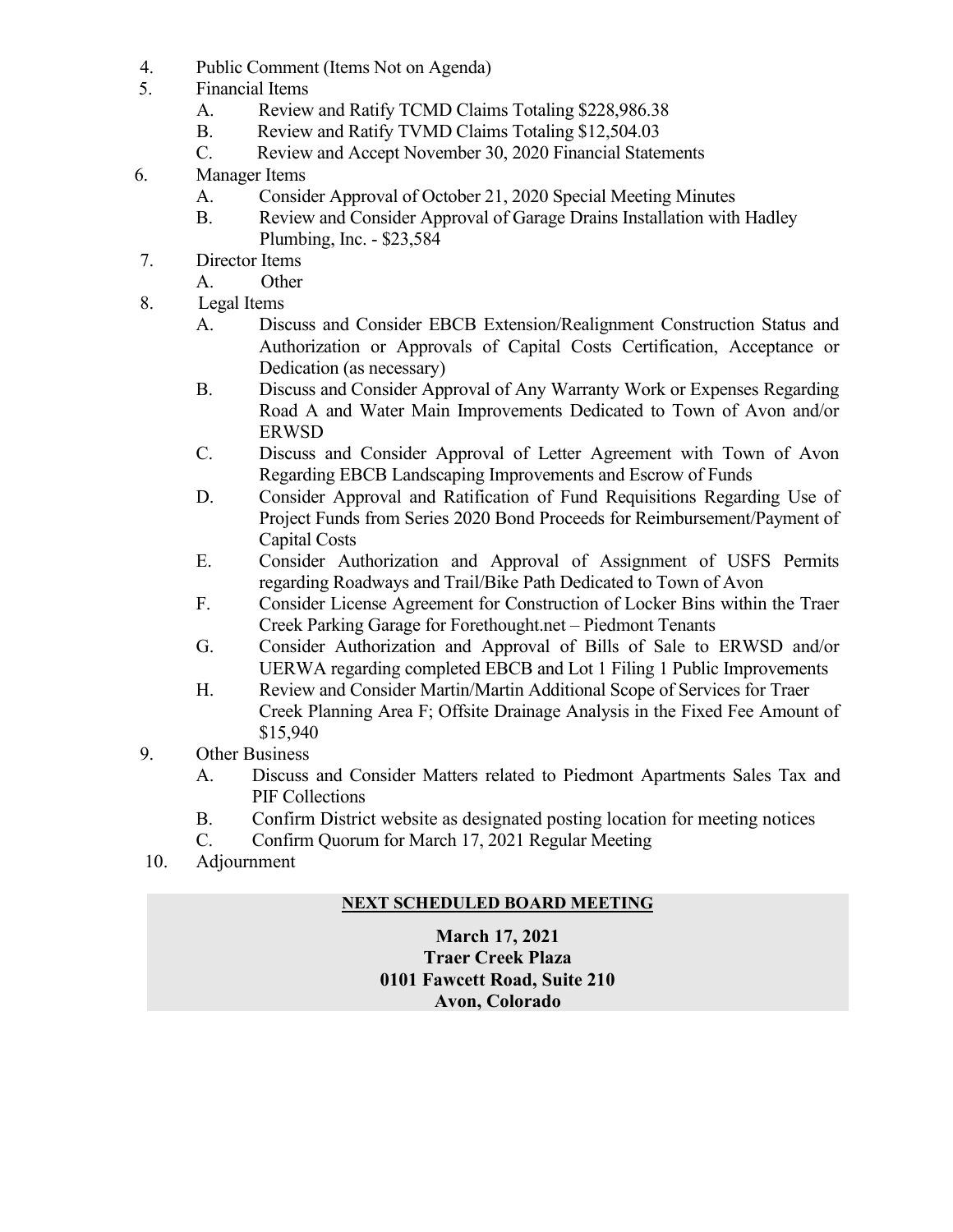4. Public Comment (Items Not on Agenda)
5. Financial Items
   - A. Review and Ratify TCMD Claims Totaling $228,986.38
   - B. Review and Ratify TVMD Claims Totaling $12,504.03
   - C. Review and Accept November 30, 2020 Financial Statements
6. Manager Items
   - A. Consider Approval of October 21, 2020 Special Meeting Minutes
   - B. Review and Consider Approval of Garage Drains Installation with Hadley Plumbing, Inc. - $23,584
7. Director Items
   - A. Other
8. Legal Items
   - A. Discuss and Consider EBCB Extension/Realignment Construction Status and Authorization or Approvals of Capital Costs Certification, Acceptance or Dedication (as necessary)
   - B. Discuss and Consider Approval of Any Warranty Work or Expenses Regarding Road A and Water Main Improvements Dedicated to Town of Avon and/or ERWSD
   - C. Discuss and Consider Approval of Letter Agreement with Town of Avon Regarding EBCB Landscaping Improvements and Escrow of Funds
   - D. Consider Approval and Ratification of Fund Requisitions Regarding Use of Project Funds from Series 2020 Bond Proceeds for Reimbursement/Payment of Capital Costs
   - E. Consider Authorization and Approval of Assignment of USFS Permits regarding Roadways and Trail/Bike Path Dedicated to Town of Avon
   - F. Consider License Agreement for Construction of Locker Bins within the Traer Creek Parking Garage for Forethought.net – Piedmont Tenants
   - G. Consider Authorization and Approval of Bills of Sale to ERWSD and/or UERWA regarding completed EBCB and Lot 1 Filing 1 Public Improvements
   - H. Review and Consider Martin/Martin Additional Scope of Services for Traer Creek Planning Area F; Offsite Drainage Analysis in the Fixed Fee Amount of $15,940
9. Other Business
   - A. Discuss and Consider Matters related to Piedmont Apartments Sales Tax and PIF Collections
   - B. Confirm District website as designated posting location for meeting notices
   - C. Confirm Quorum for March 17, 2021 Regular Meeting
10. Adjournment

**NEXT SCHEDULED BOARD MEETING**

**March 17, 2021**
**Traer Creek Plaza**
**0101 Fawcett Road, Suite 210**
**Avon, Colorado**